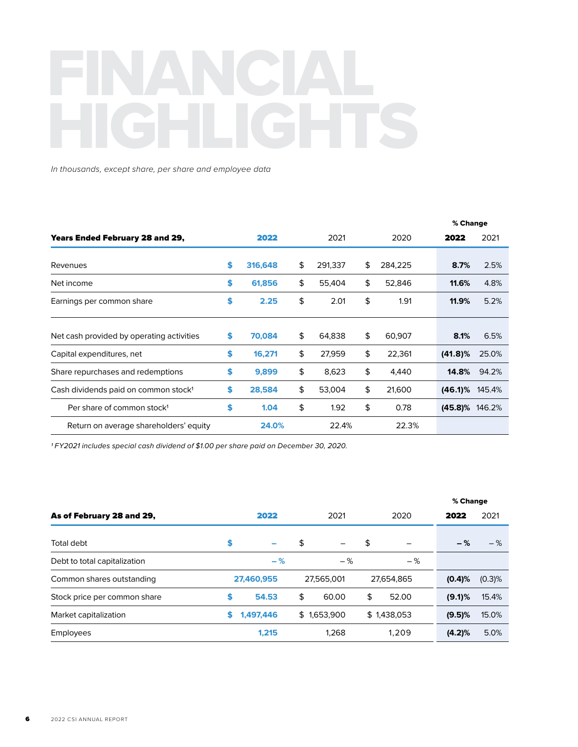# FINANCIAL HIGHLIGHTS

*In thousands, except share, per share and employee data*

| Years Ended February 28 and 29, | 2022 | 2021 | 2020 | % Change 2022 | % Change 2021 |
|---|---|---|---|---|---|
| Revenues | $ 316,648 | $ 291,337 | $ 284,225 | 8.7% | 2.5% |
| Net income | $ 61,856 | $ 55,404 | $ 52,846 | 11.6% | 4.8% |
| Earnings per common share | $ 2.25 | $ 2.01 | $ 1.91 | 11.9% | 5.2% |
| Net cash provided by operating activities | $ 70,084 | $ 64,838 | $ 60,907 | 8.1% | 6.5% |
| Capital expenditures, net | $ 16,271 | $ 27,959 | $ 22,361 | (41.8)% | 25.0% |
| Share repurchases and redemptions | $ 9,899 | $ 8,623 | $ 4,440 | 14.8% | 94.2% |
| Cash dividends paid on common stock[1] | $ 28,584 | $ 53,004 | $ 21,600 | (46.1)% | 145.4% |
| Per share of common stock[1] | $ 1.04 | $ 1.92 | $ 0.78 | (45.8)% | 146.2% |
| Return on average shareholders' equity | 24.0% | 22.4% | 22.3% | | |

*[1] FY2021 includes special cash dividend of $1.00 per share paid on December 30, 2020.*

| As of February 28 and 29, | 2022 | 2021 | 2020 | % Change 2022 | % Change 2021 |
|---|---|---|---|---|---|
| Total debt | $ – | $ – | $ – | – % | – % |
| Debt to total capitalization | – % | – % | – % | | |
| Common shares outstanding | 27,460,955 | 27,565,001 | 27,654,865 | (0.4)% | (0.3)% |
| Stock price per common share | $ 54.53 | $ 60.00 | $ 52.00 | (9.1)% | 15.4% |
| Market capitalization | $ 1,497,446 | $ 1,653,900 | $ 1,438,053 | (9.5)% | 15.0% |
| Employees | 1,215 | 1,268 | 1,209 | (4.2)% | 5.0% |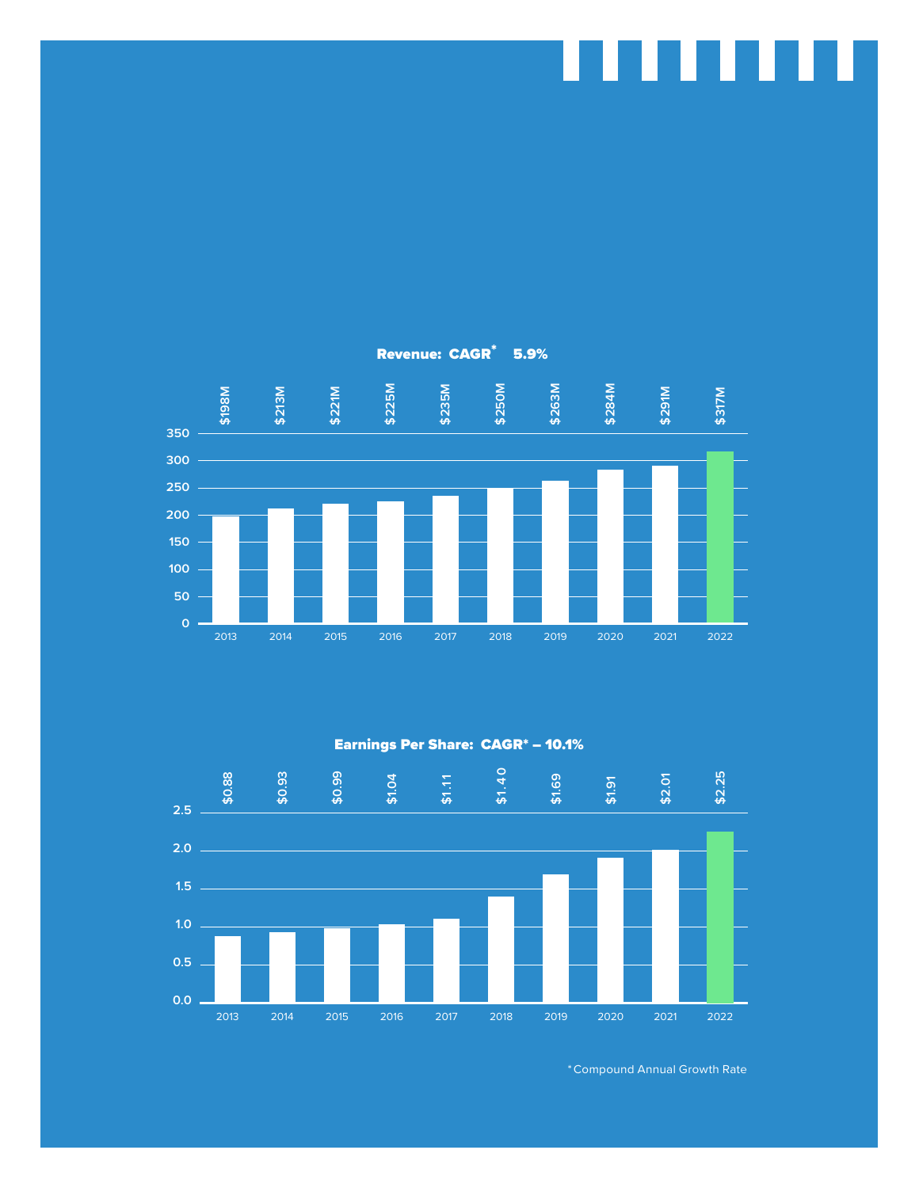**Revenue: CAGR* 5.9%**

$198M
$213M
$221M
$225M
$235M
$250M
$263M
$284M
$291M
$317M

350
300
250
200
150
100
50
0

2013
2014
2015
2016
2017
2018
2019
2020
2021
2022

**Earnings Per Share: CAGR* – 10.1%**

$0.88
$0.93
$0.99
$1.04
$1.11
$1.40
$1.69
$1.91
$2.01
$2.25

2.5
2.0
1.5
1.0
0.5
0.0

2013
2014
2015
2016
2017
2018
2019
2020
2021
2022

*Compound Annual Growth Rate